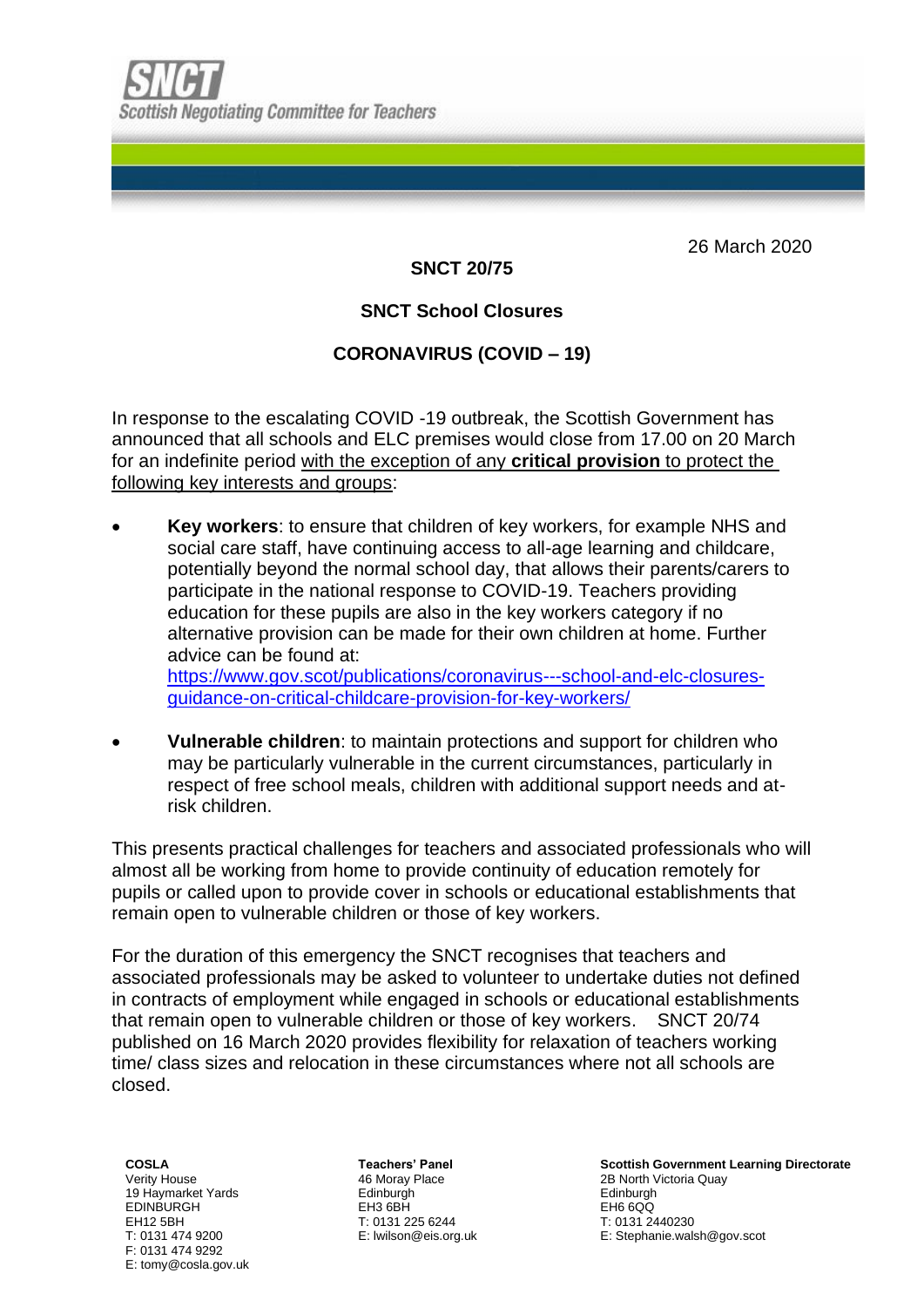Scottish Negotiating Committee for Teachers

26 March 2020

**SNCT 20/75**

**SNCT School Closures**

**CORONAVIRUS (COVID – 19)**

In response to the escalating COVID -19 outbreak, the Scottish Government has announced that all schools and ELC premises would close from 17.00 on 20 March for an indefinite period with the exception of any **critical provision** to protect the following key interests and groups:

- **Key workers**: to ensure that children of key workers, for example NHS and social care staff, have continuing access to all-age learning and childcare, potentially beyond the normal school day, that allows their parents/carers to participate in the national response to COVID-19. Teachers providing education for these pupils are also in the key workers category if no alternative provision can be made for their own children at home. Further advice can be found at: [https://www.gov.scot/publications/coronavirus---school-and-elc-closures-guidance-on-critical-childcare-provision-for-key-workers/](https://www.gov.scot/publications/coronavirus---school-and-elc-closures-guidance-on-critical-childcare-provision-for-key-workers/)

- **Vulnerable children**: to maintain protections and support for children who may be particularly vulnerable in the current circumstances, particularly in respect of free school meals, children with additional support needs and at-risk children.

This presents practical challenges for teachers and associated professionals who will almost all be working from home to provide continuity of education remotely for pupils or called upon to provide cover in schools or educational establishments that remain open to vulnerable children or those of key workers.

For the duration of this emergency the SNCT recognises that teachers and associated professionals may be asked to volunteer to undertake duties not defined in contracts of employment while engaged in schools or educational establishments that remain open to vulnerable children or those of key workers. SNCT 20/74 published on 16 March 2020 provides flexibility for relaxation of teachers working time/ class sizes and relocation in these circumstances where not all schools are closed.

**COSLA**
Verity House
19 Haymarket Yards
EDINBURGH
EH12 5BH
T: 0131 474 9200
F: 0131 474 9292
E: tomy@cosla.gov.uk

**Teachers' Panel**
46 Moray Place
Edinburgh
EH3 6BH
T: 0131 225 6244
E: lwilson@eis.org.uk

**Scottish Government Learning Directorate**
2B North Victoria Quay
Edinburgh
EH6 6QQ
T: 0131 2440230
E: Stephanie.walsh@gov.scot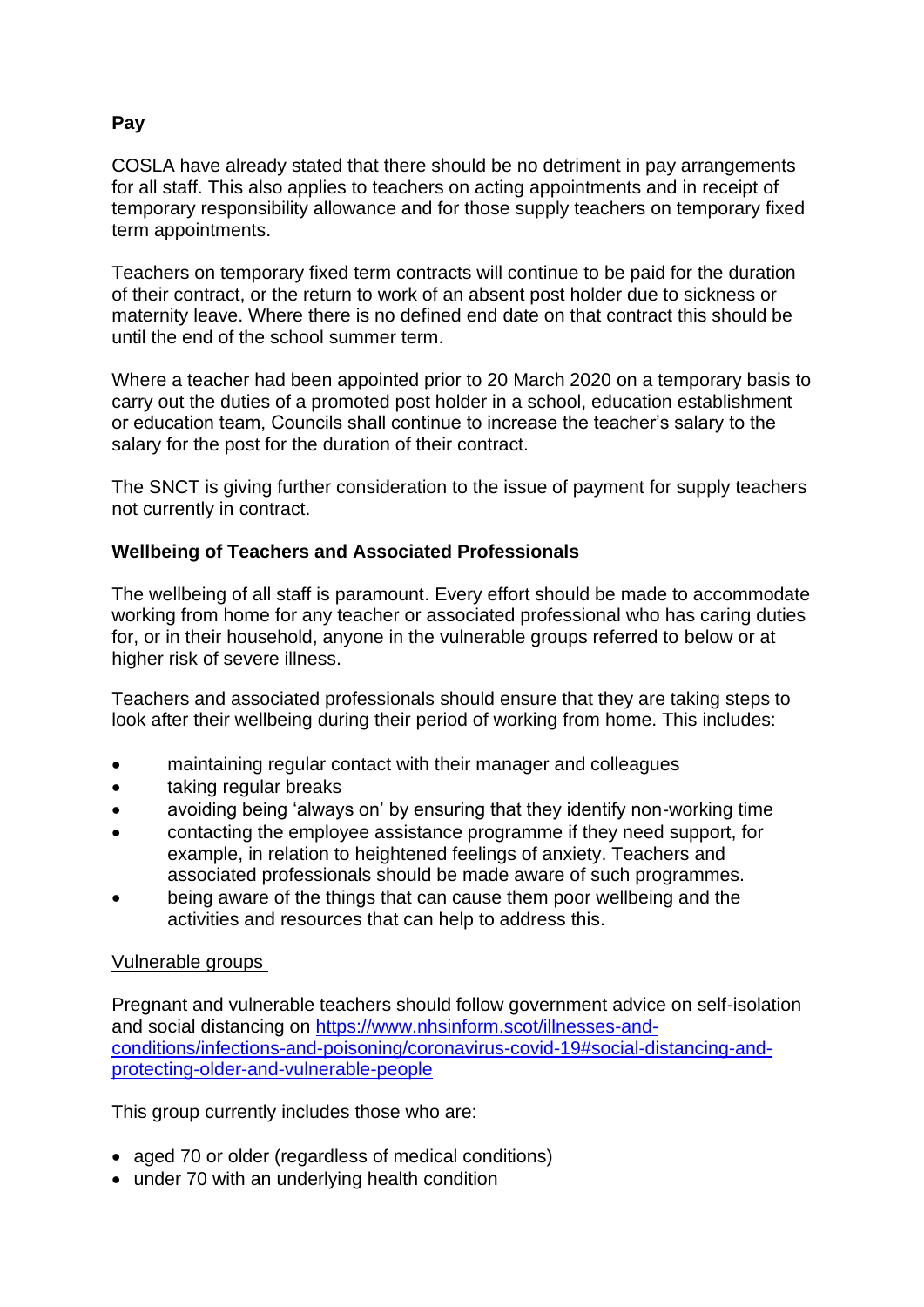**Pay**

COSLA have already stated that there should be no detriment in pay arrangements for all staff. This also applies to teachers on acting appointments and in receipt of temporary responsibility allowance and for those supply teachers on temporary fixed term appointments.

Teachers on temporary fixed term contracts will continue to be paid for the duration of their contract, or the return to work of an absent post holder due to sickness or maternity leave. Where there is no defined end date on that contract this should be until the end of the school summer term.

Where a teacher had been appointed prior to 20 March 2020 on a temporary basis to carry out the duties of a promoted post holder in a school, education establishment or education team, Councils shall continue to increase the teacher's salary to the salary for the post for the duration of their contract.

The SNCT is giving further consideration to the issue of payment for supply teachers not currently in contract.

**Wellbeing of Teachers and Associated Professionals**

The wellbeing of all staff is paramount. Every effort should be made to accommodate working from home for any teacher or associated professional who has caring duties for, or in their household, anyone in the vulnerable groups referred to below or at higher risk of severe illness.

Teachers and associated professionals should ensure that they are taking steps to look after their wellbeing during their period of working from home. This includes:

- maintaining regular contact with their manager and colleagues
- taking regular breaks
- avoiding being 'always on' by ensuring that they identify non-working time
- contacting the employee assistance programme if they need support, for example, in relation to heightened feelings of anxiety. Teachers and associated professionals should be made aware of such programmes.
- being aware of the things that can cause them poor wellbeing and the activities and resources that can help to address this.

Vulnerable groups

Pregnant and vulnerable teachers should follow government advice on self-isolation and social distancing on [https://www.nhsinform.scot/illnesses-and-conditions/infections-and-poisoning/coronavirus-covid-19#social-distancing-and-protecting-older-and-vulnerable-people](https://www.nhsinform.scot/illnesses-and-conditions/infections-and-poisoning/coronavirus-covid-19#social-distancing-and-protecting-older-and-vulnerable-people)

This group currently includes those who are:

- aged 70 or older (regardless of medical conditions)
- under 70 with an underlying health condition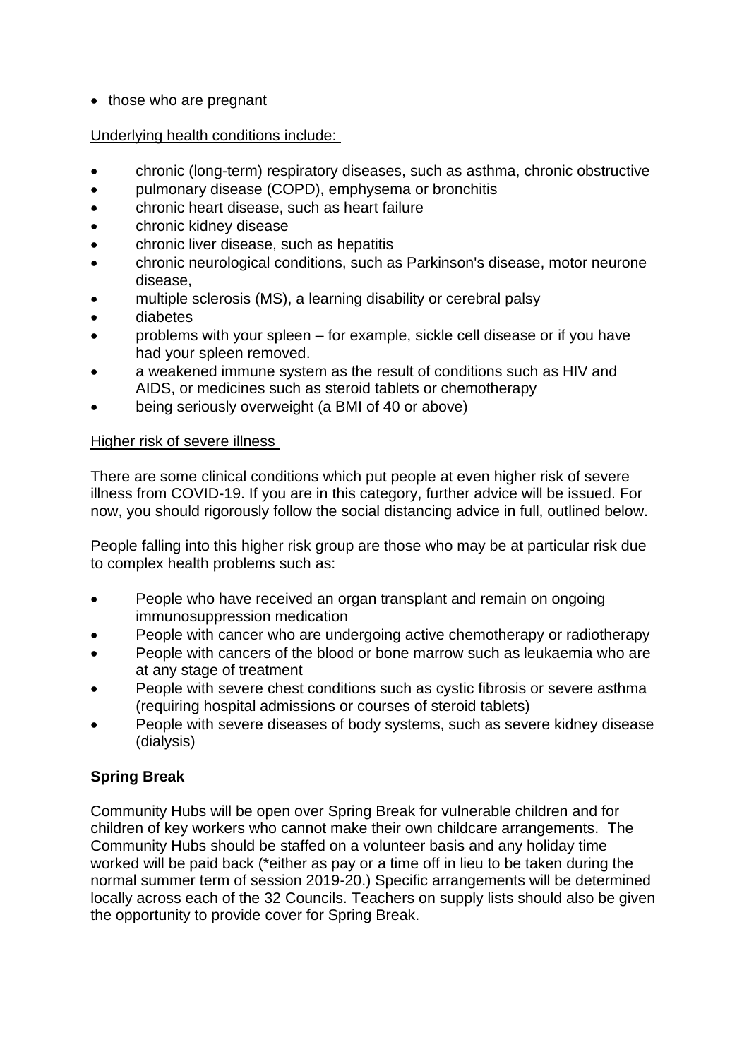- those who are pregnant

Underlying health conditions include:

- chronic (long-term) respiratory diseases, such as asthma, chronic obstructive
- pulmonary disease (COPD), emphysema or bronchitis
- chronic heart disease, such as heart failure
- chronic kidney disease
- chronic liver disease, such as hepatitis
- chronic neurological conditions, such as Parkinson's disease, motor neurone disease,
- multiple sclerosis (MS), a learning disability or cerebral palsy
- diabetes
- problems with your spleen – for example, sickle cell disease or if you have had your spleen removed.
- a weakened immune system as the result of conditions such as HIV and AIDS, or medicines such as steroid tablets or chemotherapy
- being seriously overweight (a BMI of 40 or above)

Higher risk of severe illness

There are some clinical conditions which put people at even higher risk of severe illness from COVID-19. If you are in this category, further advice will be issued. For now, you should rigorously follow the social distancing advice in full, outlined below.

People falling into this higher risk group are those who may be at particular risk due to complex health problems such as:

- People who have received an organ transplant and remain on ongoing immunosuppression medication
- People with cancer who are undergoing active chemotherapy or radiotherapy
- People with cancers of the blood or bone marrow such as leukaemia who are at any stage of treatment
- People with severe chest conditions such as cystic fibrosis or severe asthma (requiring hospital admissions or courses of steroid tablets)
- People with severe diseases of body systems, such as severe kidney disease (dialysis)

**Spring Break**

Community Hubs will be open over Spring Break for vulnerable children and for children of key workers who cannot make their own childcare arrangements. The Community Hubs should be staffed on a volunteer basis and any holiday time worked will be paid back (*either as pay or a time off in lieu to be taken during the normal summer term of session 2019-20.) Specific arrangements will be determined locally across each of the 32 Councils. Teachers on supply lists should also be given the opportunity to provide cover for Spring Break.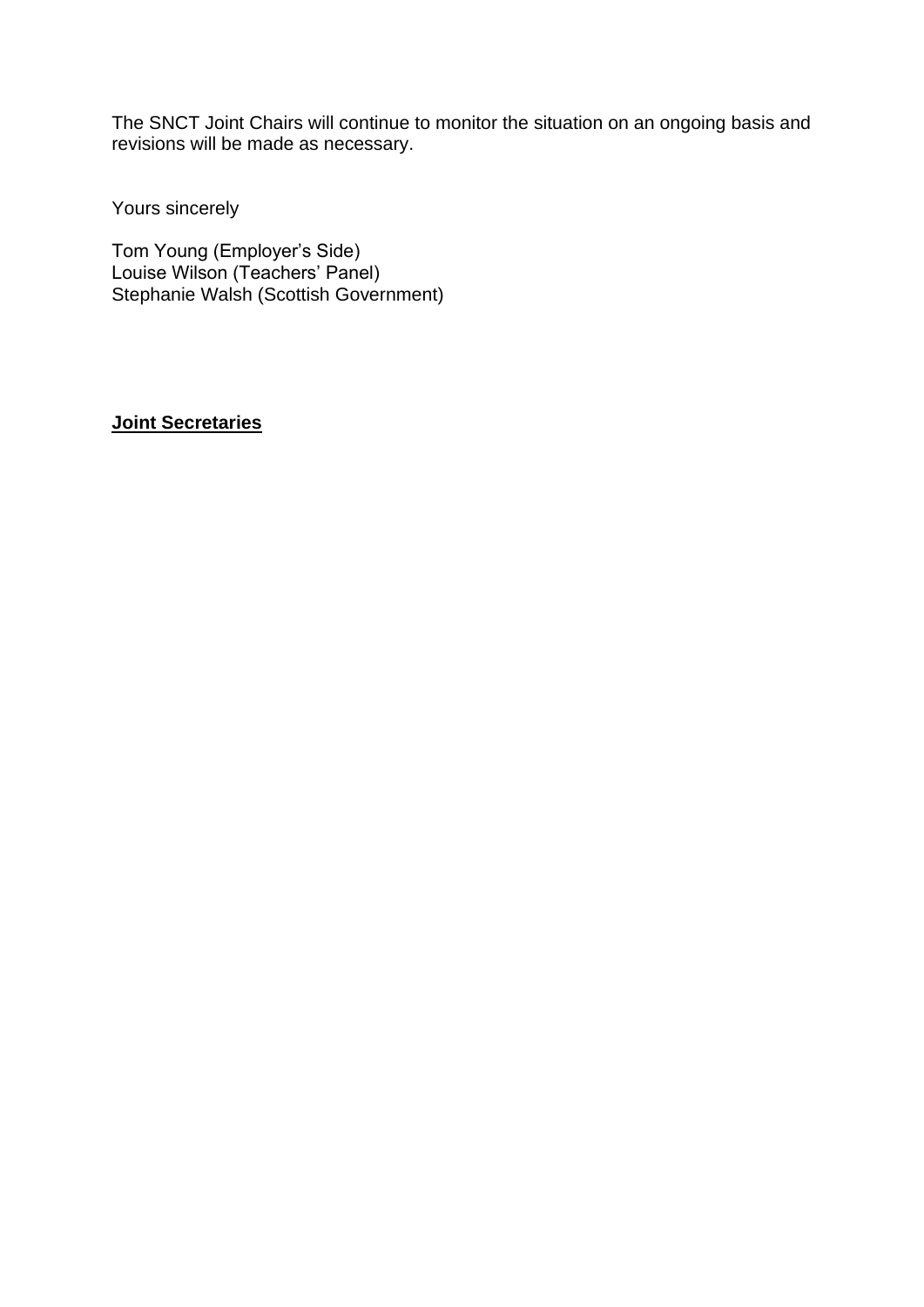The SNCT Joint Chairs will continue to monitor the situation on an ongoing basis and revisions will be made as necessary.

Yours sincerely

Tom Young (Employer's Side)
Louise Wilson (Teachers' Panel)
Stephanie Walsh (Scottish Government)

**Joint Secretaries**